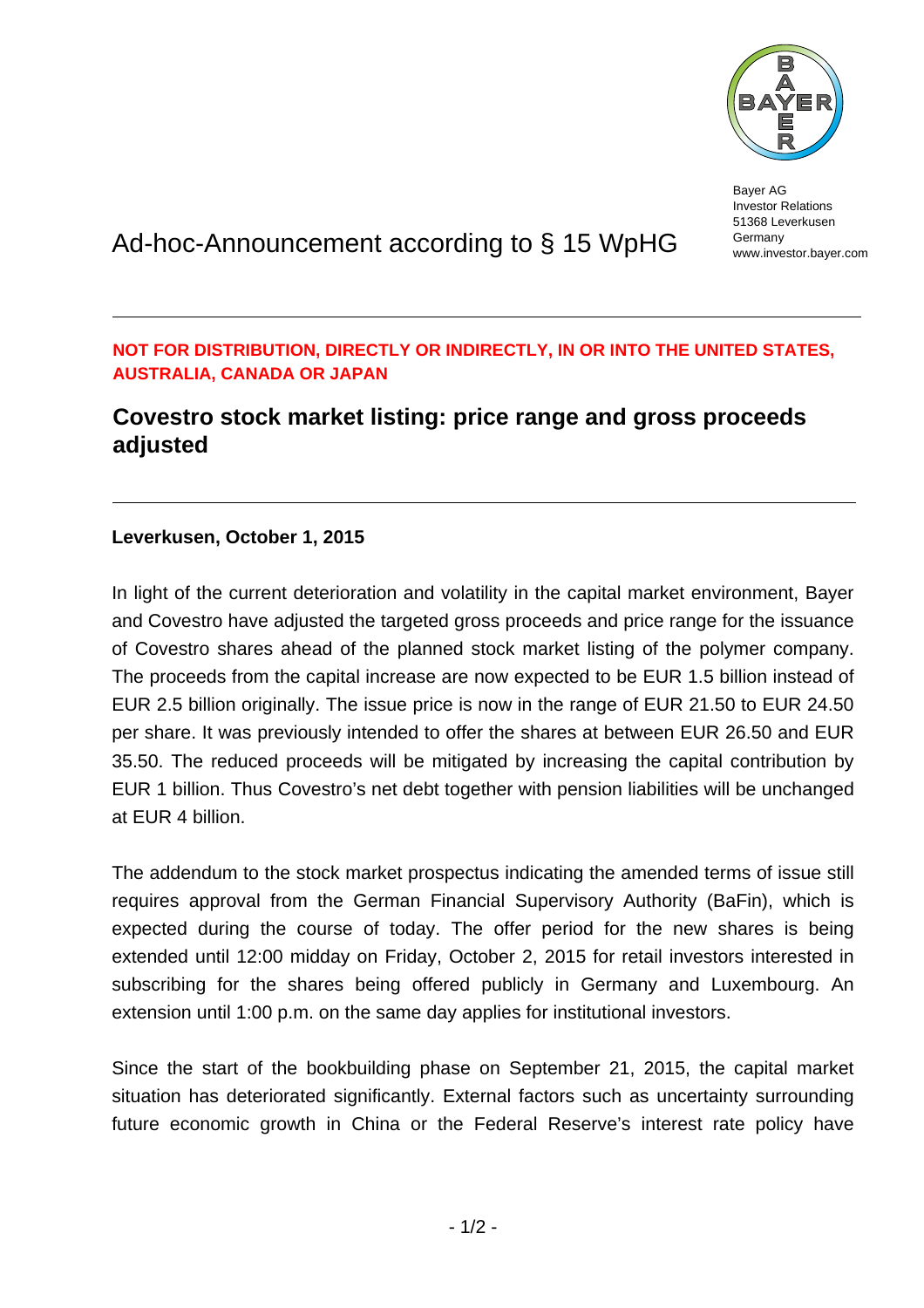Bayer AG
Investor Relations
51368 Leverkusen
Germany
www.investor.bayer.com

# Ad-hoc-Announcement according to § 15 WpHG

**NOT FOR DISTRIBUTION, DIRECTLY OR INDIRECTLY, IN OR INTO THE UNITED STATES, AUSTRALIA, CANADA OR JAPAN**

## Covestro stock market listing: price range and gross proceeds adjusted

**Leverkusen, October 1, 2015**

In light of the current deterioration and volatility in the capital market environment, Bayer and Covestro have adjusted the targeted gross proceeds and price range for the issuance of Covestro shares ahead of the planned stock market listing of the polymer company. The proceeds from the capital increase are now expected to be EUR 1.5 billion instead of EUR 2.5 billion originally. The issue price is now in the range of EUR 21.50 to EUR 24.50 per share. It was previously intended to offer the shares at between EUR 26.50 and EUR 35.50. The reduced proceeds will be mitigated by increasing the capital contribution by EUR 1 billion. Thus Covestro's net debt together with pension liabilities will be unchanged at EUR 4 billion.

The addendum to the stock market prospectus indicating the amended terms of issue still requires approval from the German Financial Supervisory Authority (BaFin), which is expected during the course of today. The offer period for the new shares is being extended until 12:00 midday on Friday, October 2, 2015 for retail investors interested in subscribing for the shares being offered publicly in Germany and Luxembourg. An extension until 1:00 p.m. on the same day applies for institutional investors.

Since the start of the bookbuilding phase on September 21, 2015, the capital market situation has deteriorated significantly. External factors such as uncertainty surrounding future economic growth in China or the Federal Reserve's interest rate policy have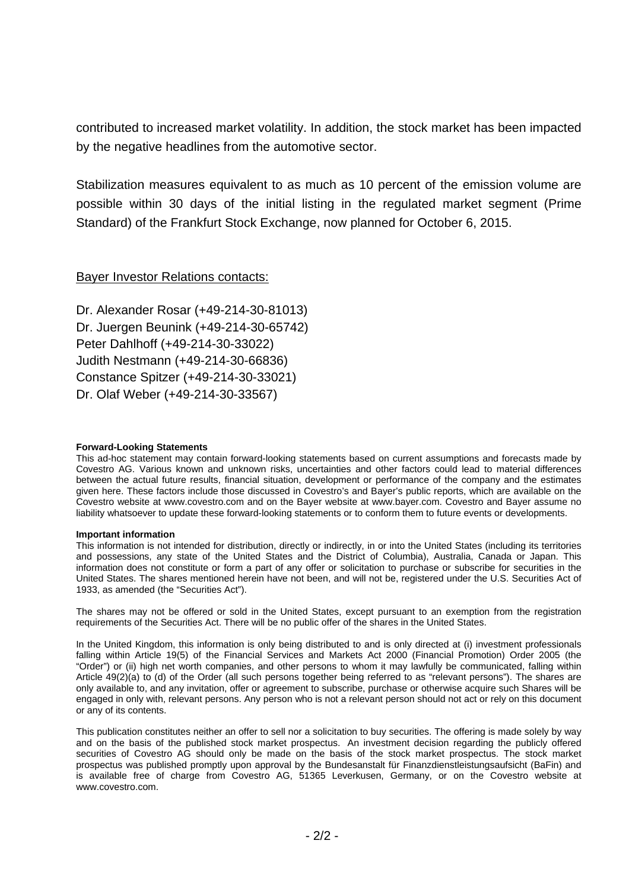contributed to increased market volatility. In addition, the stock market has been impacted by the negative headlines from the automotive sector.

Stabilization measures equivalent to as much as 10 percent of the emission volume are possible within 30 days of the initial listing in the regulated market segment (Prime Standard) of the Frankfurt Stock Exchange, now planned for October 6, 2015.

Bayer Investor Relations contacts:

Dr. Alexander Rosar (+49-214-30-81013)
Dr. Juergen Beunink (+49-214-30-65742)
Peter Dahlhoff (+49-214-30-33022)
Judith Nestmann (+49-214-30-66836)
Constance Spitzer (+49-214-30-33021)
Dr. Olaf Weber (+49-214-30-33567)

**Forward-Looking Statements**

This ad-hoc statement may contain forward-looking statements based on current assumptions and forecasts made by Covestro AG. Various known and unknown risks, uncertainties and other factors could lead to material differences between the actual future results, financial situation, development or performance of the company and the estimates given here. These factors include those discussed in Covestro's and Bayer's public reports, which are available on the Covestro website at www.covestro.com and on the Bayer website at www.bayer.com. Covestro and Bayer assume no liability whatsoever to update these forward-looking statements or to conform them to future events or developments.

**Important information**

This information is not intended for distribution, directly or indirectly, in or into the United States (including its territories and possessions, any state of the United States and the District of Columbia), Australia, Canada or Japan. This information does not constitute or form a part of any offer or solicitation to purchase or subscribe for securities in the United States. The shares mentioned herein have not been, and will not be, registered under the U.S. Securities Act of 1933, as amended (the "Securities Act").

The shares may not be offered or sold in the United States, except pursuant to an exemption from the registration requirements of the Securities Act. There will be no public offer of the shares in the United States.

In the United Kingdom, this information is only being distributed to and is only directed at (i) investment professionals falling within Article 19(5) of the Financial Services and Markets Act 2000 (Financial Promotion) Order 2005 (the "Order") or (ii) high net worth companies, and other persons to whom it may lawfully be communicated, falling within Article 49(2)(a) to (d) of the Order (all such persons together being referred to as "relevant persons"). The shares are only available to, and any invitation, offer or agreement to subscribe, purchase or otherwise acquire such Shares will be engaged in only with, relevant persons. Any person who is not a relevant person should not act or rely on this document or any of its contents.

This publication constitutes neither an offer to sell nor a solicitation to buy securities. The offering is made solely by way and on the basis of the published stock market prospectus. An investment decision regarding the publicly offered securities of Covestro AG should only be made on the basis of the stock market prospectus. The stock market prospectus was published promptly upon approval by the Bundesanstalt für Finanzdienstleistungsaufsicht (BaFin) and is available free of charge from Covestro AG, 51365 Leverkusen, Germany, or on the Covestro website at www.covestro.com.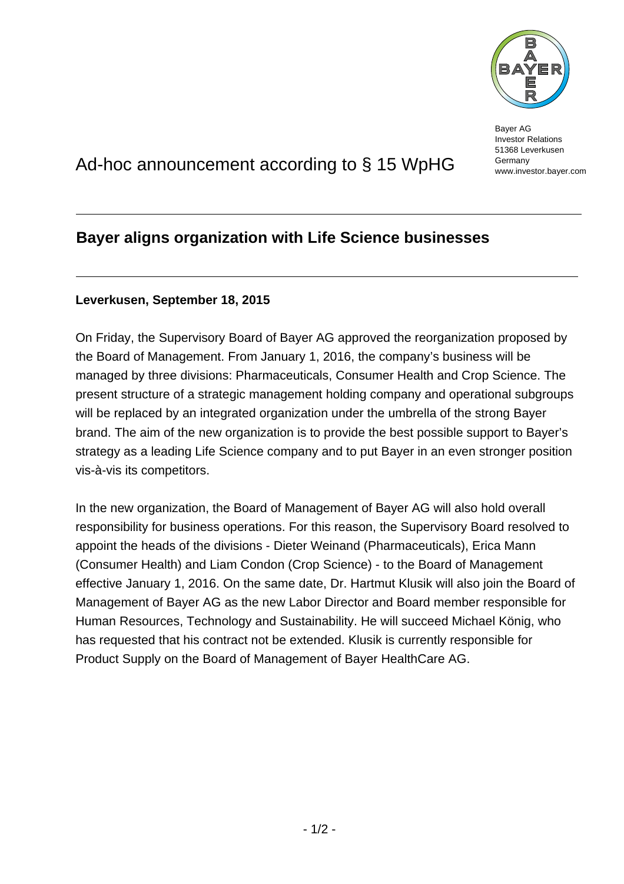Bayer AG
Investor Relations
51368 Leverkusen
Germany
www.investor.bayer.com

# Ad-hoc announcement according to § 15 WpHG

## Bayer aligns organization with Life Science businesses

**Leverkusen, September 18, 2015**

On Friday, the Supervisory Board of Bayer AG approved the reorganization proposed by the Board of Management. From January 1, 2016, the company's business will be managed by three divisions: Pharmaceuticals, Consumer Health and Crop Science. The present structure of a strategic management holding company and operational subgroups will be replaced by an integrated organization under the umbrella of the strong Bayer brand. The aim of the new organization is to provide the best possible support to Bayer's strategy as a leading Life Science company and to put Bayer in an even stronger position vis-à-vis its competitors.

In the new organization, the Board of Management of Bayer AG will also hold overall responsibility for business operations. For this reason, the Supervisory Board resolved to appoint the heads of the divisions - Dieter Weinand (Pharmaceuticals), Erica Mann (Consumer Health) and Liam Condon (Crop Science) - to the Board of Management effective January 1, 2016. On the same date, Dr. Hartmut Klusik will also join the Board of Management of Bayer AG as the new Labor Director and Board member responsible for Human Resources, Technology and Sustainability. He will succeed Michael König, who has requested that his contract not be extended. Klusik is currently responsible for Product Supply on the Board of Management of Bayer HealthCare AG.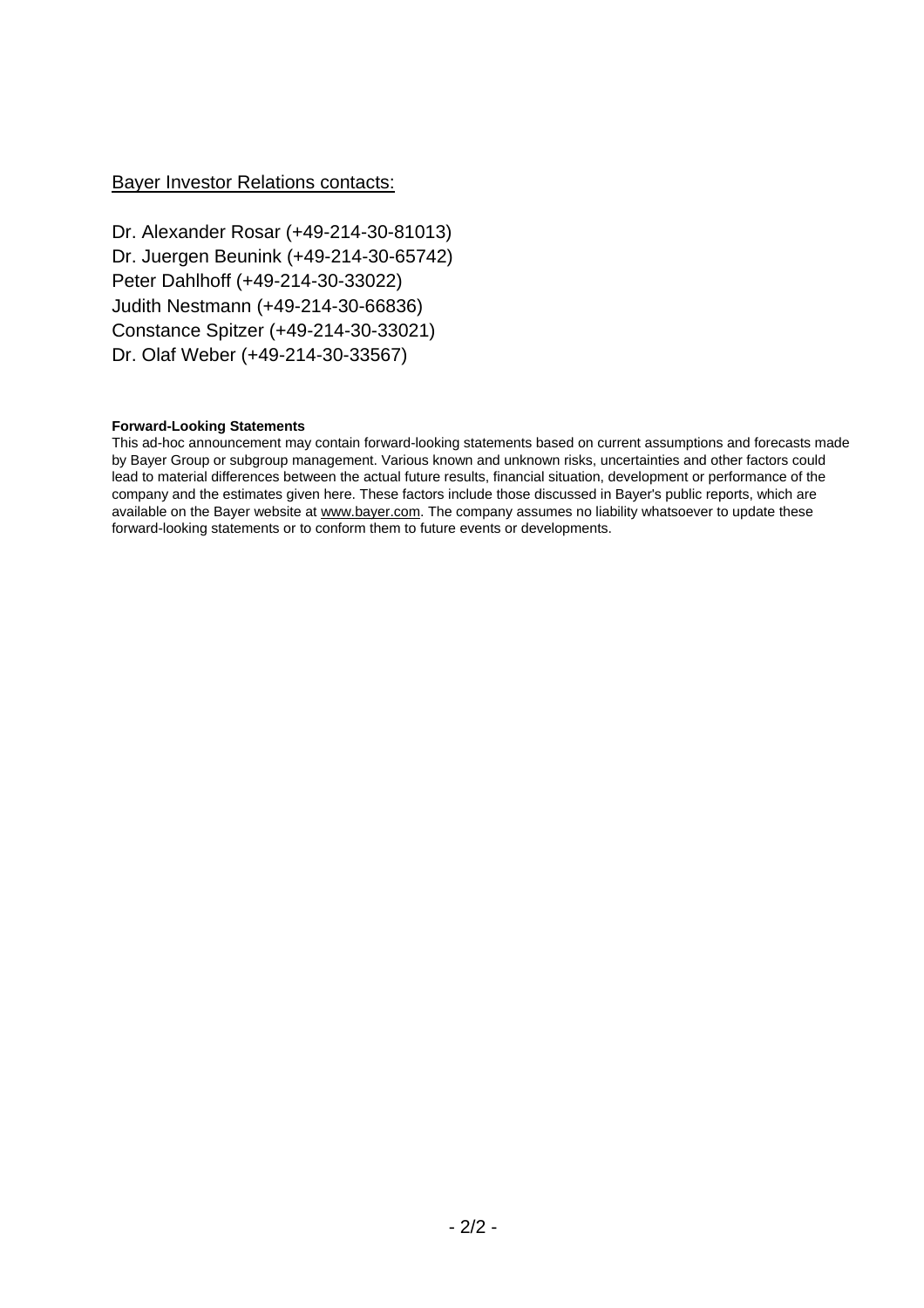Bayer Investor Relations contacts:

Dr. Alexander Rosar (+49-214-30-81013)
Dr. Juergen Beunink (+49-214-30-65742)
Peter Dahlhoff (+49-214-30-33022)
Judith Nestmann (+49-214-30-66836)
Constance Spitzer (+49-214-30-33021)
Dr. Olaf Weber (+49-214-30-33567)

**Forward-Looking Statements**

This ad-hoc announcement may contain forward-looking statements based on current assumptions and forecasts made by Bayer Group or subgroup management. Various known and unknown risks, uncertainties and other factors could lead to material differences between the actual future results, financial situation, development or performance of the company and the estimates given here. These factors include those discussed in Bayer's public reports, which are available on the Bayer website at www.bayer.com. The company assumes no liability whatsoever to update these forward-looking statements or to conform them to future events or developments.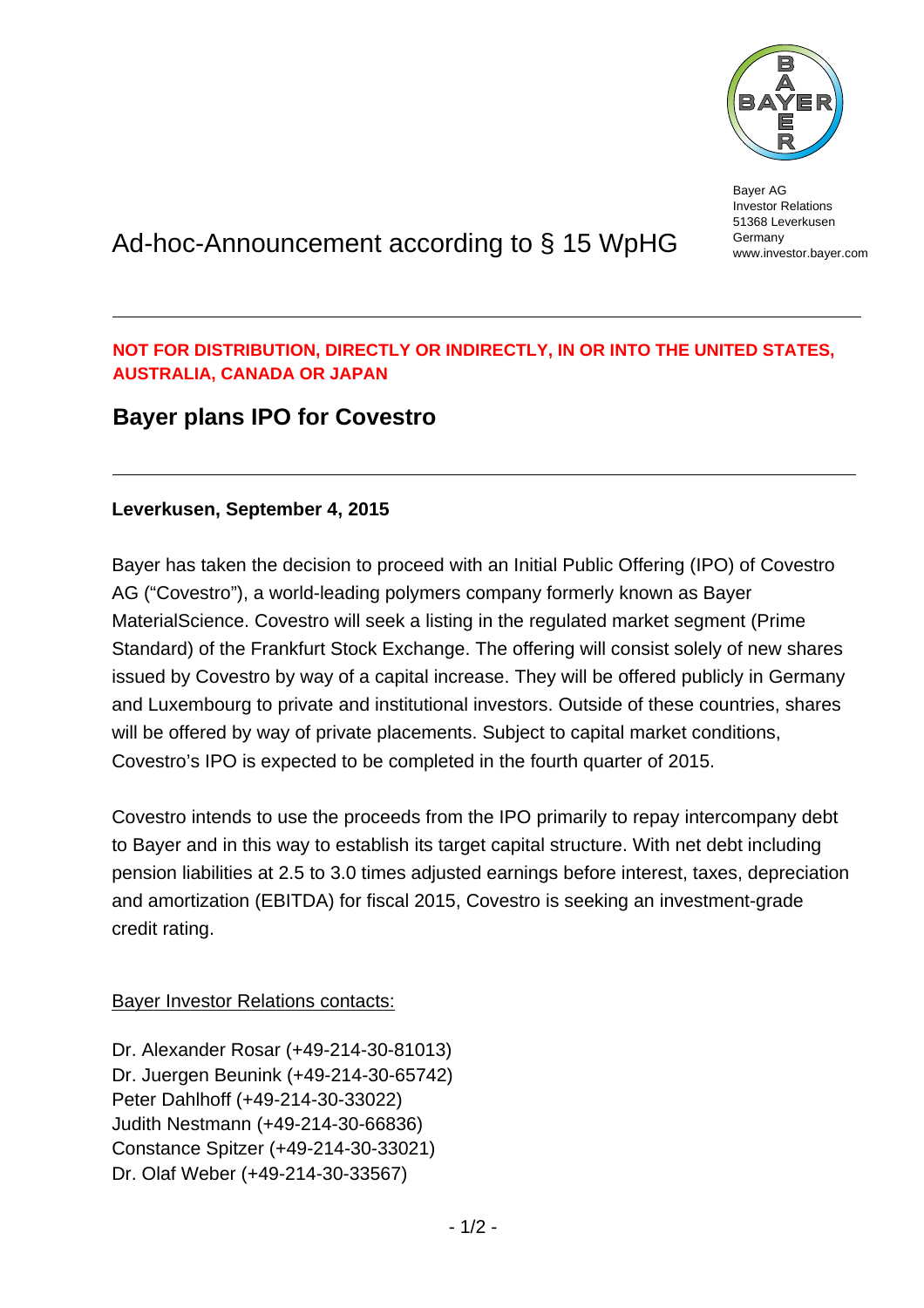Bayer AG
Investor Relations
51368 Leverkusen
Germany
www.investor.bayer.com

# Ad-hoc-Announcement according to § 15 WpHG

**NOT FOR DISTRIBUTION, DIRECTLY OR INDIRECTLY, IN OR INTO THE UNITED STATES, AUSTRALIA, CANADA OR JAPAN**

## Bayer plans IPO for Covestro

**Leverkusen, September 4, 2015**

Bayer has taken the decision to proceed with an Initial Public Offering (IPO) of Covestro AG ("Covestro"), a world-leading polymers company formerly known as Bayer MaterialScience. Covestro will seek a listing in the regulated market segment (Prime Standard) of the Frankfurt Stock Exchange. The offering will consist solely of new shares issued by Covestro by way of a capital increase. They will be offered publicly in Germany and Luxembourg to private and institutional investors. Outside of these countries, shares will be offered by way of private placements. Subject to capital market conditions, Covestro's IPO is expected to be completed in the fourth quarter of 2015.

Covestro intends to use the proceeds from the IPO primarily to repay intercompany debt to Bayer and in this way to establish its target capital structure. With net debt including pension liabilities at 2.5 to 3.0 times adjusted earnings before interest, taxes, depreciation and amortization (EBITDA) for fiscal 2015, Covestro is seeking an investment-grade credit rating.

Bayer Investor Relations contacts:

Dr. Alexander Rosar (+49-214-30-81013)
Dr. Juergen Beunink (+49-214-30-65742)
Peter Dahlhoff (+49-214-30-33022)
Judith Nestmann (+49-214-30-66836)
Constance Spitzer (+49-214-30-33021)
Dr. Olaf Weber (+49-214-30-33567)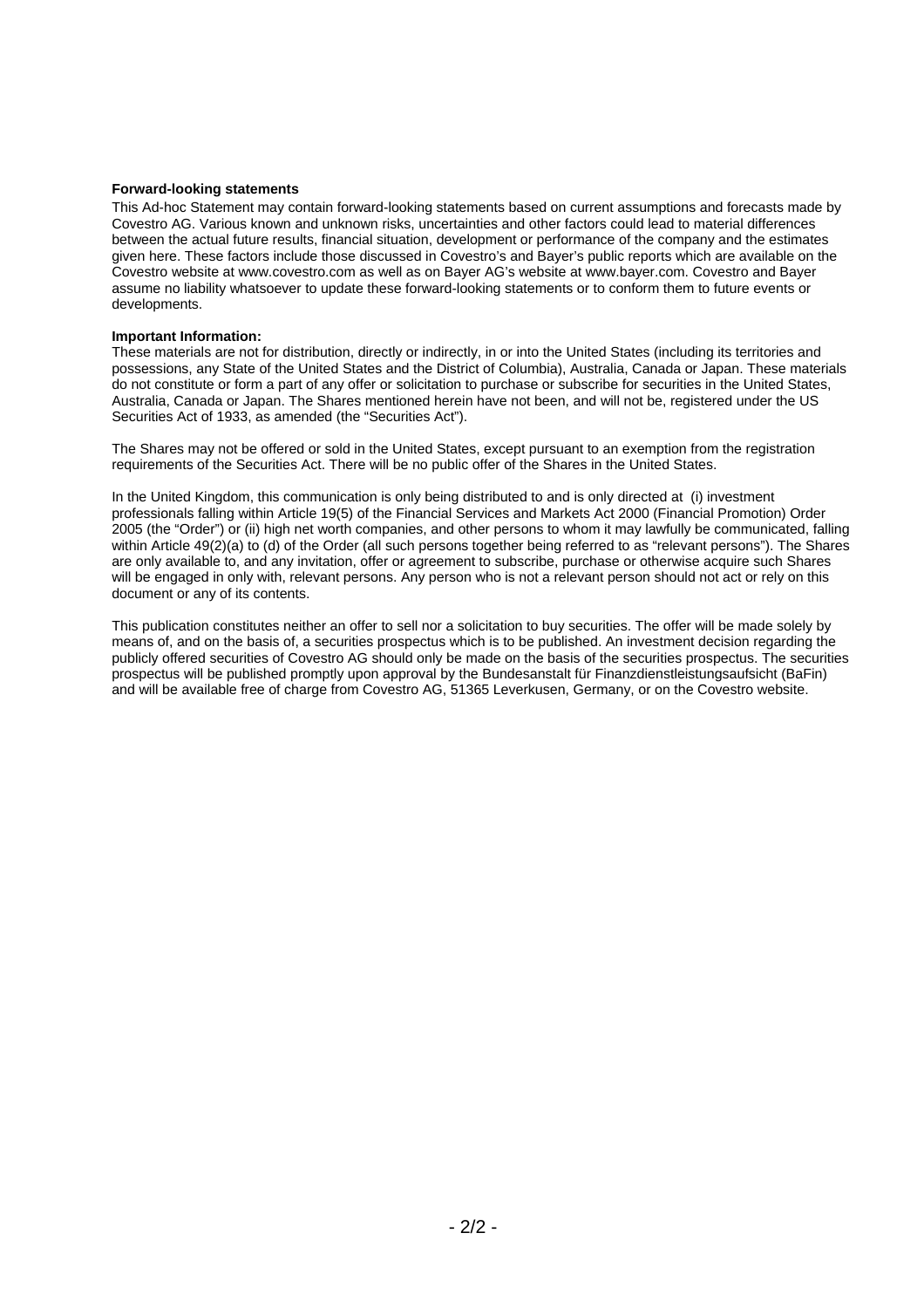**Forward-looking statements**

This Ad-hoc Statement may contain forward-looking statements based on current assumptions and forecasts made by Covestro AG. Various known and unknown risks, uncertainties and other factors could lead to material differences between the actual future results, financial situation, development or performance of the company and the estimates given here. These factors include those discussed in Covestro's and Bayer's public reports which are available on the Covestro website at www.covestro.com as well as on Bayer AG's website at www.bayer.com. Covestro and Bayer assume no liability whatsoever to update these forward-looking statements or to conform them to future events or developments.

**Important Information:**

These materials are not for distribution, directly or indirectly, in or into the United States (including its territories and possessions, any State of the United States and the District of Columbia), Australia, Canada or Japan. These materials do not constitute or form a part of any offer or solicitation to purchase or subscribe for securities in the United States, Australia, Canada or Japan. The Shares mentioned herein have not been, and will not be, registered under the US Securities Act of 1933, as amended (the "Securities Act").

The Shares may not be offered or sold in the United States, except pursuant to an exemption from the registration requirements of the Securities Act. There will be no public offer of the Shares in the United States.

In the United Kingdom, this communication is only being distributed to and is only directed at (i) investment professionals falling within Article 19(5) of the Financial Services and Markets Act 2000 (Financial Promotion) Order 2005 (the "Order") or (ii) high net worth companies, and other persons to whom it may lawfully be communicated, falling within Article 49(2)(a) to (d) of the Order (all such persons together being referred to as "relevant persons"). The Shares are only available to, and any invitation, offer or agreement to subscribe, purchase or otherwise acquire such Shares will be engaged in only with, relevant persons. Any person who is not a relevant person should not act or rely on this document or any of its contents.

This publication constitutes neither an offer to sell nor a solicitation to buy securities. The offer will be made solely by means of, and on the basis of, a securities prospectus which is to be published. An investment decision regarding the publicly offered securities of Covestro AG should only be made on the basis of the securities prospectus. The securities prospectus will be published promptly upon approval by the Bundesanstalt für Finanzdienstleistungsaufsicht (BaFin) and will be available free of charge from Covestro AG, 51365 Leverkusen, Germany, or on the Covestro website.